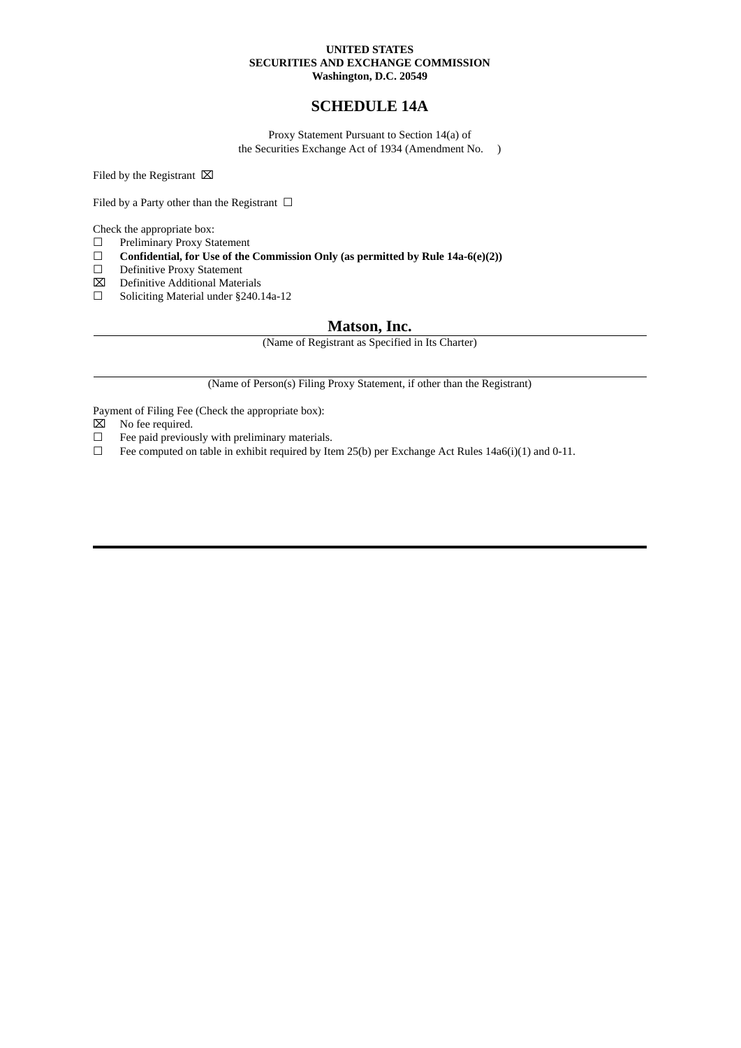**UNITED STATES**
**SECURITIES AND EXCHANGE COMMISSION**
**Washington, D.C. 20549**

# SCHEDULE 14A

Proxy Statement Pursuant to Section 14(a) of
the Securities Exchange Act of 1934 (Amendment No. )

Filed by the Registrant ☒

Filed by a Party other than the Registrant ☐

Check the appropriate box:

☐ Preliminary Proxy Statement
☐ **Confidential, for Use of the Commission Only (as permitted by Rule 14a-6(e)(2))**
☐ Definitive Proxy Statement
☒ Definitive Additional Materials
☐ Soliciting Material under §240.14a-12

## Matson, Inc.

(Name of Registrant as Specified in Its Charter)

(Name of Person(s) Filing Proxy Statement, if other than the Registrant)

Payment of Filing Fee (Check the appropriate box):

☒ No fee required.
☐ Fee paid previously with preliminary materials.
☐ Fee computed on table in exhibit required by Item 25(b) per Exchange Act Rules 14a6(i)(1) and 0-11.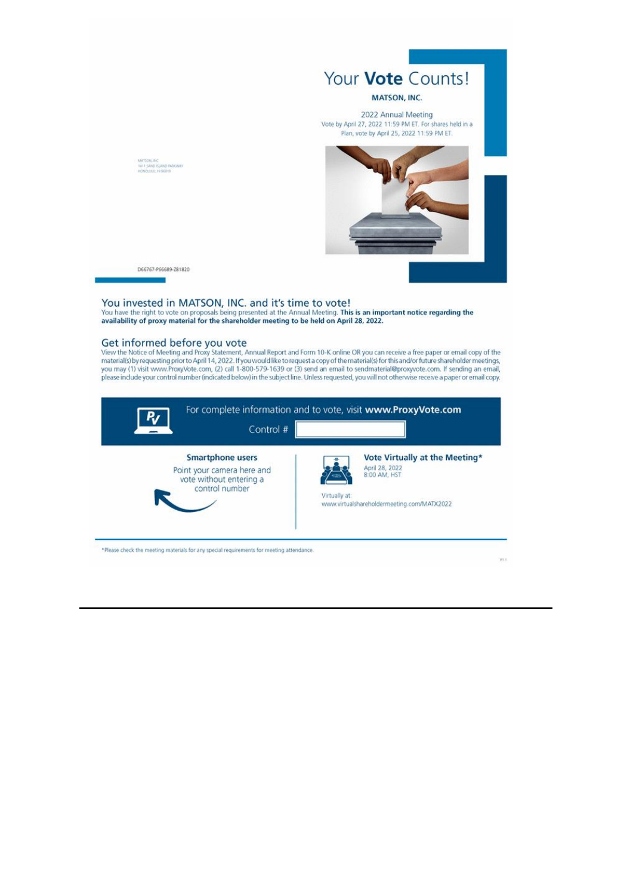# Your **Vote** Counts!

**MATSON, INC.**

2022 Annual Meeting
Vote by April 27, 2022 11:59 PM ET. For shares held in a Plan, vote by April 25, 2022 11:59 PM ET.

MATSON, INC.
1411 SAND ISLAND PARKWAY
HONOLULU, HI 96819

D66767-P66689-Z81820

## You invested in MATSON, INC. and it's time to vote!

You have the right to vote on proposals being presented at the Annual Meeting. **This is an important notice regarding the availability of proxy material for the shareholder meeting to be held on April 28, 2022.**

## Get informed before you vote

View the Notice of Meeting and Proxy Statement, Annual Report and Form 10-K online OR you can receive a free paper or email copy of the material(s) by requesting prior to April 14, 2022. If you would like to request a copy of the material(s) for this and/or future shareholder meetings, you may (1) visit www.ProxyVote.com, (2) call 1-800-579-1639 or (3) send an email to sendmaterial@proxyvote.com. If sending an email, please include your control number (indicated below) in the subject line. Unless requested, you will not otherwise receive a paper or email copy.

For complete information and to vote, visit **www.ProxyVote.com**

Control #

**Smartphone users**

Point your camera here and vote without entering a control number

**Vote Virtually at the Meeting***

April 28, 2022
8:00 AM, HST

Virtually at:
www.virtualshareholdermeeting.com/MATX2022

*Please check the meeting materials for any special requirements for meeting attendance.

V1.1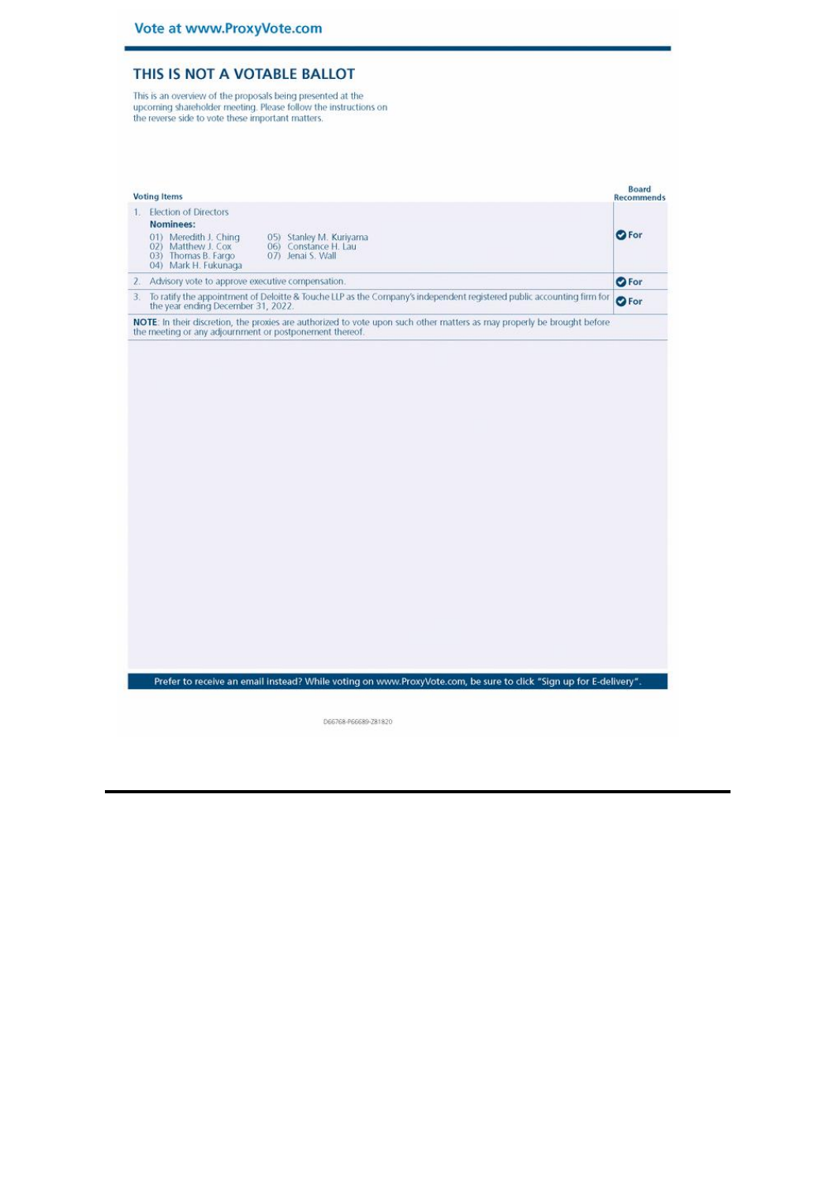Vote at www.ProxyVote.com

## THIS IS NOT A VOTABLE BALLOT

This is an overview of the proposals being presented at the upcoming shareholder meeting. Please follow the instructions on the reverse side to vote these important matters.

| Voting Items | Board Recommends |
|---|---|
| 1. Election of Directors<br>**Nominees:**<br>01) Meredith J. Ching<br>02) Matthew J. Cox<br>03) Thomas B. Fargo<br>04) Mark H. Fukunaga<br>05) Stanley M. Kuriyama<br>06) Constance H. Lau<br>07) Jenai S. Wall | For |
| 2. Advisory vote to approve executive compensation. | For |
| 3. To ratify the appointment of Deloitte & Touche LLP as the Company's independent registered public accounting firm for the year ending December 31, 2022. | For |

**NOTE**: In their discretion, the proxies are authorized to vote upon such other matters as may properly be brought before the meeting or any adjournment or postponement thereof.

Prefer to receive an email instead? While voting on www.ProxyVote.com, be sure to click "Sign up for E-delivery".

D66768-P66689-Z81820